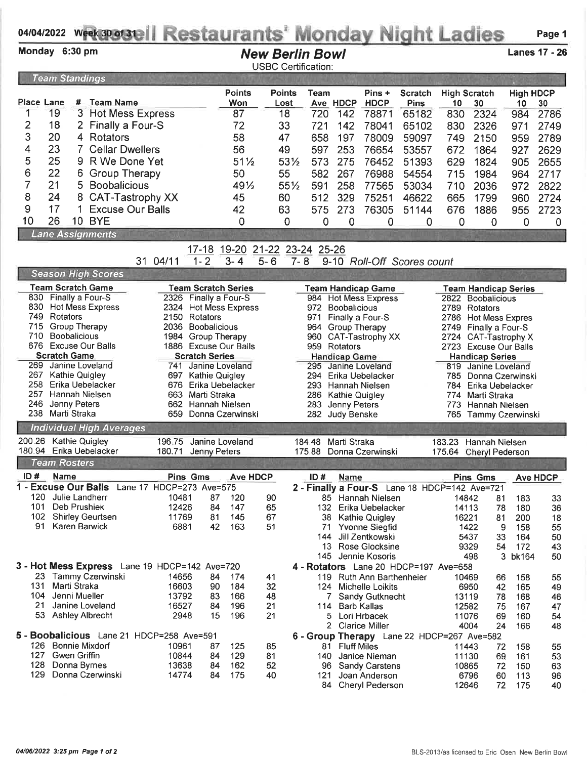04/04/2022 Week 30 of 31 **Russell Restaurants' Monday Night Ladies**

Monday 6:30 pm

## New Berlin Bowl

Lanes 17 - 26

USBC Certification:

### Team Standings

| Place | Lane | # | Team Name | Points Won | Points Lost | Team Ave | HDCP | Pins + HDCP | Scratch Pins | High Scratch 10 | High Scratch 30 | High HDCP 10 | High HDCP 30 |
|---|---|---|---|---|---|---|---|---|---|---|---|---|---|
| 1 | 19 | 3 | Hot Mess Express | 87 | 18 | 720 | 142 | 78871 | 65182 | 830 | 2324 | 984 | 2786 |
| 2 | 18 | 2 | Finally a Four-S | 72 | 33 | 721 | 142 | 78041 | 65102 | 830 | 2326 | 971 | 2749 |
| 3 | 20 | 4 | Rotators | 58 | 47 | 658 | 197 | 78009 | 59097 | 749 | 2150 | 959 | 2789 |
| 4 | 23 | 7 | Cellar Dwellers | 56 | 49 | 597 | 253 | 76654 | 53557 | 672 | 1864 | 927 | 2629 |
| 5 | 25 | 9 | R We Done Yet | 51½ | 53½ | 573 | 275 | 76452 | 51393 | 629 | 1824 | 905 | 2655 |
| 6 | 22 | 6 | Group Therapy | 50 | 55 | 582 | 267 | 76988 | 54554 | 715 | 1984 | 964 | 2717 |
| 7 | 21 | 5 | Boobalicious | 49½ | 55½ | 591 | 258 | 77565 | 53034 | 710 | 2036 | 972 | 2822 |
| 8 | 24 | 8 | CAT-Tastrophy XX | 45 | 60 | 512 | 329 | 75251 | 46622 | 665 | 1799 | 960 | 2724 |
| 9 | 17 | 1 | Excuse Our Balls | 42 | 63 | 575 | 273 | 76305 | 51144 | 676 | 1886 | 955 | 2723 |
| 10 | 26 | 10 | BYE | 0 | 0 | 0 | 0 | 0 | 0 | 0 | 0 | 0 | 0 |

### Lane Assignments

| Week | Date | 17-18 | 19-20 | 21-22 | 23-24 | 25-26 | |
|---|---|---|---|---|---|---|---|
| 31 | 04/11 | 1- 2 | 3- 4 | 5- 6 | 7- 8 | 9-10 | *Roll-Off Scores count* |

### Season High Scores

| Team Scratch Game | Team Scratch Series | Team Handicap Game | Team Handicap Series |
|---|---|---|---|
| 830 Finally a Four-S | 2326 Finally a Four-S | 984 Hot Mess Express | 2822 Boobalicious |
| 830 Hot Mess Express | 2324 Hot Mess Express | 972 Boobalicious | 2789 Rotators |
| 749 Rotators | 2150 Rotators | 971 Finally a Four-S | 2786 Hot Mess Expres |
| 715 Group Therapy | 2036 Boobalicious | 964 Group Therapy | 2749 Finally a Four-S |
| 710 Boobalicious | 1984 Group Therapy | 960 CAT-Tastrophy XX | 2724 CAT-Tastrophy X |
| 676 Excuse Our Balls | 1886 Excuse Our Balls | 959 Rotators | 2723 Excuse Our Balls |
| **Scratch Game** | **Scratch Series** | **Handicap Game** | **Handicap Series** |
| 269 Janine Loveland | 741 Janine Loveland | 295 Janine Loveland | 819 Janine Loveland |
| 267 Kathie Quigley | 697 Kathie Quigley | 294 Erika Uebelacker | 785 Donna Czerwinski |
| 258 Erika Uebelacker | 676 Erika Uebelacker | 293 Hannah Nielsen | 784 Erika Uebelacker |
| 257 Hannah Nielsen | 663 Marti Straka | 286 Kathie Quigley | 774 Marti Straka |
| 246 Jenny Peters | 662 Hannah Nielsen | 283 Jenny Peters | 773 Hannah Nielsen |
| 238 Marti Straka | 659 Donna Czerwinski | 282 Judy Benske | 765 Tammy Czerwinski |

### Individual High Averages

| | | | |
|---|---|---|---|
| 200.26 Kathie Quigley | 196.75 Janine Loveland | 184.48 Marti Straka | 183.23 Hannah Nielsen |
| 180.94 Erika Uebelacker | 180.71 Jenny Peters | 175.88 Donna Czerwinski | 175.64 Cheryl Pederson |

### Team Rosters

**1 - Excuse Our Balls** Lane 17 HDCP=273 Ave=575

| ID # | Name | Pins | Gms | Ave | HDCP |
|---|---|---|---|---|---|
| 120 | Julie Landherr | 10481 | 87 | 120 | 90 |
| 101 | Deb Prushiek | 12426 | 84 | 147 | 65 |
| 102 | Shirley Geurtsen | 11769 | 81 | 145 | 67 |
| 91 | Karen Barwick | 6881 | 42 | 163 | 51 |

**2 - Finally a Four-S** Lane 18 HDCP=142 Ave=721

| ID # | Name | Pins | Gms | Ave | HDCP |
|---|---|---|---|---|---|
| 85 | Hannah Nielsen | 14842 | 81 | 183 | 33 |
| 132 | Erika Uebelacker | 14113 | 78 | 180 | 36 |
| 38 | Kathie Quigley | 16221 | 81 | 200 | 18 |
| 71 | Yvonne Siegfid | 1422 | 9 | 158 | 55 |
| 144 | Jill Zentkowski | 5437 | 33 | 164 | 50 |
| 13 | Rose Glocksine | 9329 | 54 | 172 | 43 |
| 145 | Jennie Kosoris | 498 | 3 | bk164 | 50 |

**3 - Hot Mess Express** Lane 19 HDCP=142 Ave=720

| ID # | Name | Pins | Gms | Ave | HDCP |
|---|---|---|---|---|---|
| 23 | Tammy Czerwinski | 14656 | 84 | 174 | 41 |
| 131 | Marti Straka | 16603 | 90 | 184 | 32 |
| 104 | Jenni Mueller | 13792 | 83 | 166 | 48 |
| 21 | Janine Loveland | 16527 | 84 | 196 | 21 |
| 53 | Ashley Albrecht | 2948 | 15 | 196 | 21 |

**4 - Rotators** Lane 20 HDCP=197 Ave=658

| ID # | Name | Pins | Gms | Ave | HDCP |
|---|---|---|---|---|---|
| 119 | Ruth Ann Barthenheier | 10469 | 66 | 158 | 55 |
| 124 | Michelle Loikits | 6950 | 42 | 165 | 49 |
| 7 | Sandy Gutknecht | 13119 | 78 | 168 | 46 |
| 114 | Barb Kallas | 12582 | 75 | 167 | 47 |
| 5 | Lori Hrbacek | 11076 | 69 | 160 | 54 |
| 2 | Clarice Miller | 4004 | 24 | 166 | 48 |

**5 - Boobalicious** Lane 21 HDCP=258 Ave=591

| ID # | Name | Pins | Gms | Ave | HDCP |
|---|---|---|---|---|---|
| 126 | Bonnie Mixdorf | 10961 | 87 | 125 | 85 |
| 127 | Gwen Griffin | 10844 | 84 | 129 | 81 |
| 128 | Donna Byrnes | 13638 | 84 | 162 | 52 |
| 129 | Donna Czerwinski | 14774 | 84 | 175 | 40 |

**6 - Group Therapy** Lane 22 HDCP=267 Ave=582

| ID # | Name | Pins | Gms | Ave | HDCP |
|---|---|---|---|---|---|
| 81 | Fluff Miles | 11443 | 72 | 158 | 55 |
| 140 | Janice Nieman | 11130 | 69 | 161 | 53 |
| 96 | Sandy Carstens | 10865 | 72 | 150 | 63 |
| 121 | Joan Anderson | 6796 | 60 | 113 | 96 |
| 84 | Cheryl Pederson | 12646 | 72 | 175 | 40 |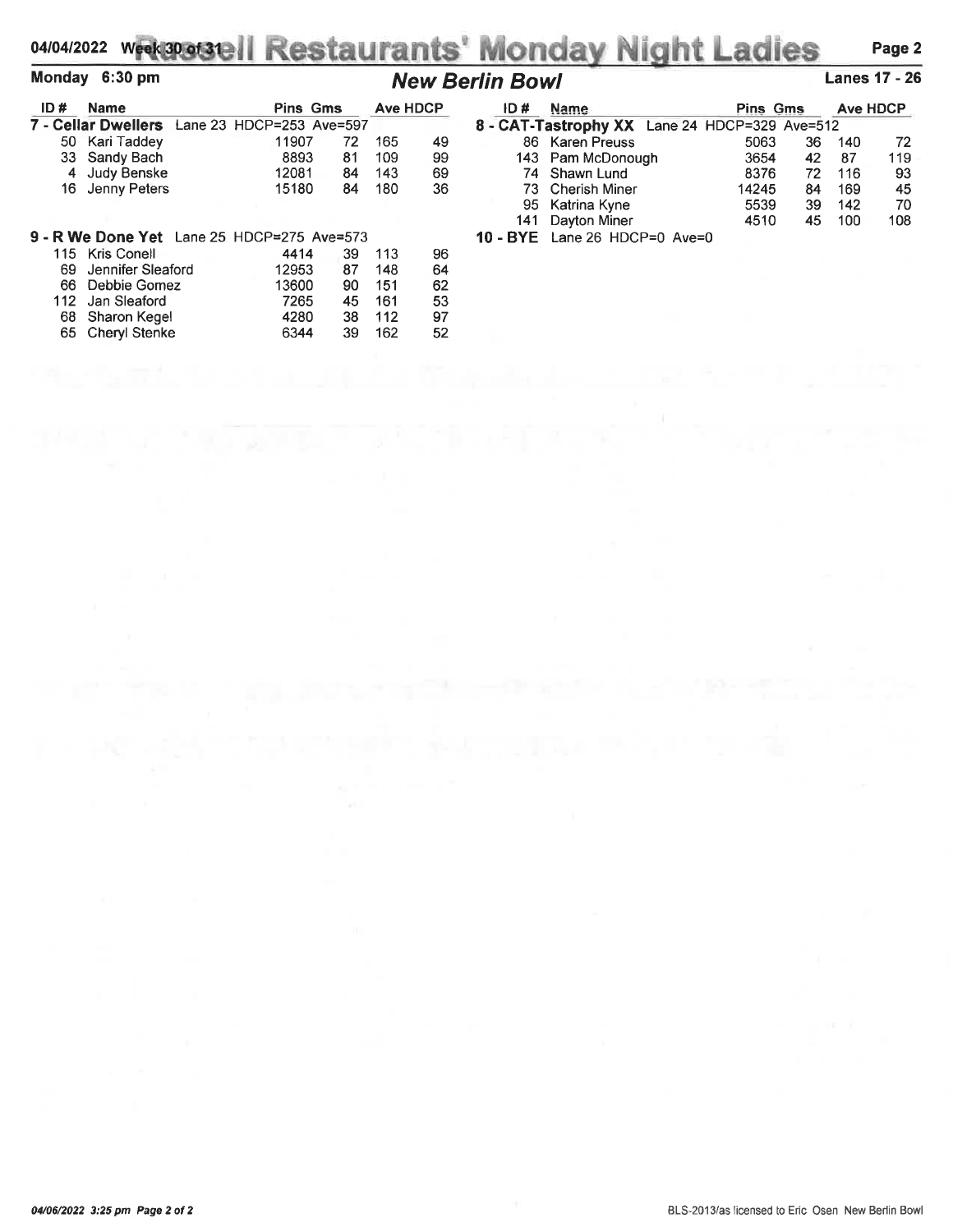04/04/2022 Week 30 of 31 Russell Restaurants' Monday Night Ladies

Monday 6:30 pm

## New Berlin Bowl

Lanes 17 - 26

### 7 - Cellar Dwellers Lane 23 HDCP=253 Ave=597

| ID # | Name | Pins | Gms | Ave | HDCP |
|---|---|---|---|---|---|
| 50 | Kari Taddey | 11907 | 72 | 165 | 49 |
| 33 | Sandy Bach | 8893 | 81 | 109 | 99 |
| 4 | Judy Benske | 12081 | 84 | 143 | 69 |
| 16 | Jenny Peters | 15180 | 84 | 180 | 36 |

### 9 - R We Done Yet Lane 25 HDCP=275 Ave=573

| ID # | Name | Pins | Gms | Ave | HDCP |
|---|---|---|---|---|---|
| 115 | Kris Conell | 4414 | 39 | 113 | 96 |
| 69 | Jennifer Sleaford | 12953 | 87 | 148 | 64 |
| 66 | Debbie Gomez | 13600 | 90 | 151 | 62 |
| 112 | Jan Sleaford | 7265 | 45 | 161 | 53 |
| 68 | Sharon Kegel | 4280 | 38 | 112 | 97 |
| 65 | Cheryl Stenke | 6344 | 39 | 162 | 52 |

### 8 - CAT-Tastrophy XX Lane 24 HDCP=329 Ave=512

| ID # | Name | Pins | Gms | Ave | HDCP |
|---|---|---|---|---|---|
| 86 | Karen Preuss | 5063 | 36 | 140 | 72 |
| 143 | Pam McDonough | 3654 | 42 | 87 | 119 |
| 74 | Shawn Lund | 8376 | 72 | 116 | 93 |
| 73 | Cherish Miner | 14245 | 84 | 169 | 45 |
| 95 | Katrina Kyne | 5539 | 39 | 142 | 70 |
| 141 | Dayton Miner | 4510 | 45 | 100 | 108 |

### 10 - BYE Lane 26 HDCP=0 Ave=0

04/06/2022 3:25 pm Page 2 of 2

BLS-2013/as licensed to Eric Osen New Berlin Bowl